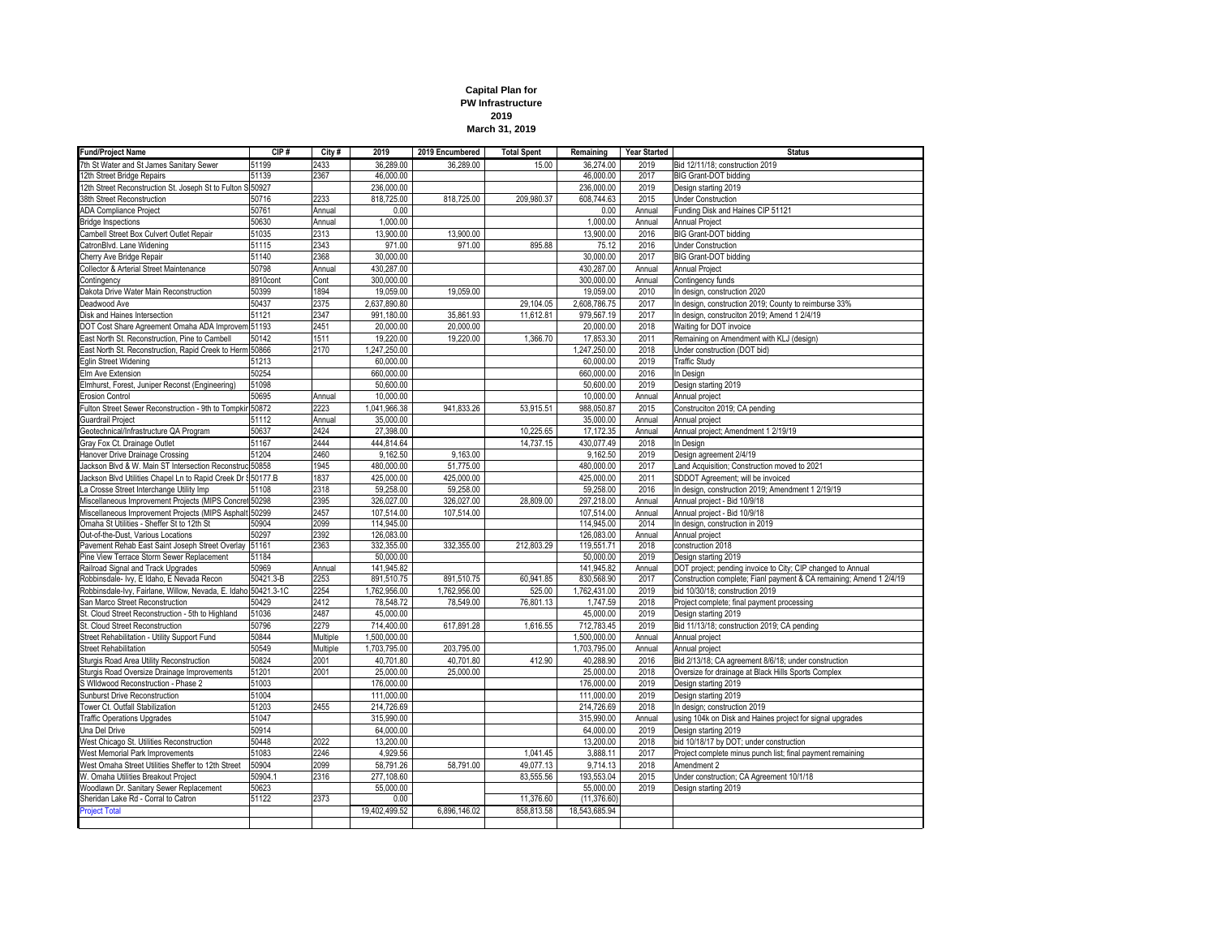**Capital Plan for**
**PW Infrastructure**
**2019**
**March 31, 2019**

| Fund/Project Name | CIP # | City # | 2019 | 2019 Encumbered | Total Spent | Remaining | Year Started | Status |
|---|---|---|---|---|---|---|---|---|
| 7th St Water and St James Sanitary Sewer | 51199 | 2433 | 36,289.00 | 36,289.00 | 15.00 | 36,274.00 | 2019 | Bid 12/11/18; construction 2019 |
| 12th Street Bridge Repairs | 51139 | 2367 | 46,000.00 | | | 46,000.00 | 2017 | BIG Grant-DOT bidding |
| 12th Street Reconstruction St. Joseph St to Fulton S | 50927 | | 236,000.00 | | | 236,000.00 | 2019 | Design starting 2019 |
| 38th Street Reconstruction | 50716 | 2233 | 818,725.00 | 818,725.00 | 209,980.37 | 608,744.63 | 2015 | Under Construction |
| ADA Compliance Project | 50761 | Annual | 0.00 | | | 0.00 | Annual | Funding Disk and Haines CIP 51121 |
| Bridge Inspections | 50630 | Annual | 1,000.00 | | | 1,000.00 | Annual | Annual Project |
| Cambell Street Box Culvert Outlet Repair | 51035 | 2313 | 13,900.00 | 13,900.00 | | 13,900.00 | 2016 | BIG Grant-DOT bidding |
| CatronBlvd. Lane Widening | 51115 | 2343 | 971.00 | 971.00 | 895.88 | 75.12 | 2016 | Under Construction |
| Cherry Ave Bridge Repair | 51140 | 2368 | 30,000.00 | | | 30,000.00 | 2017 | BIG Grant-DOT bidding |
| Collector & Arterial Street Maintenance | 50798 | Annual | 430,287.00 | | | 430,287.00 | Annual | Annual Project |
| Contingency | 8910cont | Cont | 300,000.00 | | | 300,000.00 | Annual | Contingency funds |
| Dakota Drive Water Main Reconstruction | 50399 | 1894 | 19,059.00 | 19,059.00 | | 19,059.00 | 2010 | In design, construction 2020 |
| Deadwood Ave | 50437 | 2375 | 2,637,890.80 | | 29,104.05 | 2,608,786.75 | 2017 | In design, construction 2019; County to reimburse 33% |
| Disk and Haines Intersection | 51121 | 2347 | 991,180.00 | 35,861.93 | 11,612.81 | 979,567.19 | 2017 | In design, construciton 2019; Amend 1 2/4/19 |
| DOT Cost Share Agreement Omaha ADA Improvem | 51193 | 2451 | 20,000.00 | 20,000.00 | | 20,000.00 | 2018 | Waiting for DOT invoice |
| East North St. Reconstruction, Pine to Cambell | 50142 | 1511 | 19,220.00 | 19,220.00 | 1,366.70 | 17,853.30 | 2011 | Remaining on Amendment with KLJ (design) |
| East North St. Reconstruction, Rapid Creek to Herm | 50866 | 2170 | 1,247,250.00 | | | 1,247,250.00 | 2018 | Under construction (DOT bid) |
| Eglin Street Widening | 51213 | | 60,000.00 | | | 60,000.00 | 2019 | Traffic Study |
| Elm Ave Extension | 50254 | | 660,000.00 | | | 660,000.00 | 2016 | In Design |
| Elmhurst, Forest, Juniper Reconst (Engineering) | 51098 | | 50,600.00 | | | 50,600.00 | 2019 | Design starting 2019 |
| Erosion Control | 50695 | Annual | 10,000.00 | | | 10,000.00 | Annual | Annual project |
| Fulton Street Sewer Reconstruction - 9th to Tompkir | 50872 | 2223 | 1,041,966.38 | 941,833.26 | 53,915.51 | 988,050.87 | 2015 | Construciton 2019; CA pending |
| Guardrail Project | 51112 | Annual | 35,000.00 | | | 35,000.00 | Annual | Annual project |
| Geotechnical/Infrastructure QA Program | 50637 | 2424 | 27,398.00 | | 10,225.65 | 17,172.35 | Annual | Annual project; Amendment 1 2/19/19 |
| Gray Fox Ct. Drainage Outlet | 51167 | 2444 | 444,814.64 | | 14,737.15 | 430,077.49 | 2018 | In Design |
| Hanover Drive Drainage Crossing | 51204 | 2460 | 9,162.50 | 9,163.00 | | 9,162.50 | 2019 | Design agreement 2/4/19 |
| Jackson Blvd & W. Main ST Intersection Reconstruc | 50858 | 1945 | 480,000.00 | 51,775.00 | | 480,000.00 | 2017 | Land Acquisition; Construction moved to 2021 |
| Jackson Blvd Utilities Chapel Ln to Rapid Creek Dr S | 50177.B | 1837 | 425,000.00 | 425,000.00 | | 425,000.00 | 2011 | SDDOT Agreement; will be invoiced |
| La Crosse Street Interchange Utility Imp | 51108 | 2318 | 59,258.00 | 59,258.00 | | 59,258.00 | 2016 | In design, construction 2019; Amendment 1 2/19/19 |
| Miscellaneous Improvement Projects (MIPS Concret | 50298 | 2395 | 326,027.00 | 326,027.00 | 28,809.00 | 297,218.00 | Annual | Annual project - Bid 10/9/18 |
| Miscellaneous Improvement Projects (MIPS Asphalt | 50299 | 2457 | 107,514.00 | 107,514.00 | | 107,514.00 | Annual | Annual project - Bid 10/9/18 |
| Omaha St Utilities - Sheffer St to 12th St | 50904 | 2099 | 114,945.00 | | | 114,945.00 | 2014 | In design, construction in 2019 |
| Out-of-the-Dust, Various Locations | 50297 | 2392 | 126,083.00 | | | 126,083.00 | Annual | Annual project |
| Pavement Rehab East Saint Joseph Street Overlay | 51161 | 2363 | 332,355.00 | 332,355.00 | 212,803.29 | 119,551.71 | 2018 | construction 2018 |
| Pine View Terrace Storm Sewer Replacement | 51184 | | 50,000.00 | | | 50,000.00 | 2019 | Design starting 2019 |
| Railroad Signal and Track Upgrades | 50969 | Annual | 141,945.82 | | | 141,945.82 | Annual | DOT project; pending invoice to City; CIP changed to Annual |
| Robbinsdale- Ivy, E Idaho, E Nevada Recon | 50421.3-B | 2253 | 891,510.75 | 891,510.75 | 60,941.85 | 830,568.90 | 2017 | Construction complete; Fianl payment & CA remaining; Amend 1 2/4/19 |
| Robbinsdale-Ivy, Fairlane, Willow, Nevada, E. Idaho | 50421.3-1C | 2254 | 1,762,956.00 | 1,762,956.00 | 525.00 | 1,762,431.00 | 2019 | bid 10/30/18; construction 2019 |
| San Marco Street Reconstruction | 50429 | 2412 | 78,548.72 | 78,549.00 | 76,801.13 | 1,747.59 | 2018 | Project complete; final payment processing |
| St. Cloud Street Reconstruction - 5th to Highland | 51036 | 2487 | 45,000.00 | | | 45,000.00 | 2019 | Design starting 2019 |
| St. Cloud Street Reconstruction | 50796 | 2279 | 714,400.00 | 617,891.28 | 1,616.55 | 712,783.45 | 2019 | Bid 11/13/18; construction 2019; CA pending |
| Street Rehabilitation - Utility Support Fund | 50844 | Multiple | 1,500,000.00 | | | 1,500,000.00 | Annual | Annual project |
| Street Rehabilitation | 50549 | Multiple | 1,703,795.00 | 203,795.00 | | 1,703,795.00 | Annual | Annual project |
| Sturgis Road Area Utility Reconstruction | 50824 | 2001 | 40,701.80 | 40,701.80 | 412.90 | 40,288.90 | 2016 | Bid 2/13/18; CA agreement 8/6/18; under construction |
| Sturgis Road Oversize Drainage Improvements | 51201 | 2001 | 25,000.00 | 25,000.00 | | 25,000.00 | 2018 | Oversize for drainage at Black Hills Sports Complex |
| S Wildwood Reconstruction - Phase 2 | 51003 | | 176,000.00 | | | 176,000.00 | 2019 | Design starting 2019 |
| Sunburst Drive Reconstruction | 51004 | | 111,000.00 | | | 111,000.00 | 2019 | Design starting 2019 |
| Tower Ct. Outfall Stabilization | 51203 | 2455 | 214,726.69 | | | 214,726.69 | 2018 | In design; construction 2019 |
| Traffic Operations Upgrades | 51047 | | 315,990.00 | | | 315,990.00 | Annual | using 104k on Disk and Haines project for signal upgrades |
| Una Del Drive | 50914 | | 64,000.00 | | | 64,000.00 | 2019 | Design starting 2019 |
| West Chicago St. Utilities Reconstruction | 50448 | 2022 | 13,200.00 | | | 13,200.00 | 2018 | bid 10/18/17 by DOT; under construction |
| West Memorial Park Improvements | 51083 | 2246 | 4,929.56 | | 1,041.45 | 3,888.11 | 2017 | Project complete minus punch list; final payment remaining |
| West Omaha Street Utilities Sheffer to 12th Street | 50904 | 2099 | 58,791.26 | 58,791.00 | 49,077.13 | 9,714.13 | 2018 | Amendment 2 |
| W. Omaha Utilities Breakout Project | 50904.1 | 2316 | 277,108.60 | | 83,555.56 | 193,553.04 | 2015 | Under construction; CA Agreement 10/1/18 |
| Woodlawn Dr. Sanitary Sewer Replacement | 50623 | | 55,000.00 | | | 55,000.00 | 2019 | Design starting 2019 |
| Sheridan Lake Rd - Corral to Catron | 51122 | 2373 | 0.00 | | 11,376.60 | (11,376.60) | | |
| Project Total | | | 19,402,499.52 | 6,896,146.02 | 858,813.58 | 18,543,685.94 | | |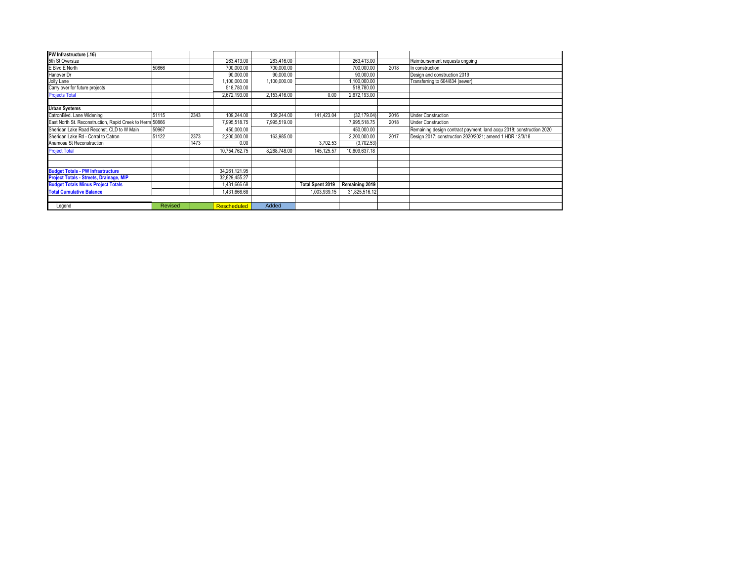| PW Infrastructure (.16) | | | | | | | | |
|---|---|---|---|---|---|---|---|---|
| 5th St Oversize | | | 263,413.00 | 263,416.00 | | 263,413.00 | | Reimbursement requests ongoing |
| E Blvd E North | 50866 | | 700,000.00 | 700,000.00 | | 700,000.00 | 2018 | In construction |
| Hanover Dr | | | 90,000.00 | 90,000.00 | | 90,000.00 | | Design and construction 2019 |
| Jolly Lane | | | 1,100,000.00 | 1,100,000.00 | | 1,100,000.00 | | Transferring to 604/834 (sewer) |
| Carry over for future projects | | | 518,780.00 | | | 518,780.00 | | |
| Projects Total | | | 2,672,193.00 | 2,153,416.00 | 0.00 | 2,672,193.00 | | |
| | | | | | | | | |
| **Urban Systems** | | | | | | | | |
| CatronBlvd. Lane Widening | 51115 | 2343 | 109,244.00 | 109,244.00 | 141,423.04 | (32,179.04) | 2016 | Under Construction |
| East North St. Reconstruction, Rapid Creek to Herm | 50866 | | 7,995,518.75 | 7,995,519.00 | | 7,995,518.75 | 2018 | Under Construction |
| Sheridan Lake Road Reconst. CLD to W Main | 50967 | | 450,000.00 | | | 450,000.00 | | Remaining design contract payment; land acqu 2018; construction 2020 |
| Sheridan Lake Rd - Corral to Catron | 51122 | 2373 | 2,200,000.00 | 163,985.00 | | 2,200,000.00 | 2017 | Design 2017; construction 2020/2021; amend 1 HDR 12/3/18 |
| Anamosa St Reconstruction | | 1473 | 0.00 | | 3,702.53 | (3,702.53) | | |
| Project Total | | | 10,754,762.75 | 8,268,748.00 | 145,125.57 | 10,609,637.18 | | |
| | | | | | | | | |
| | | | | | | | | |
| **Budget Totals - PW Infrastructure** | | | 34,261,121.95 | | | | | |
| **Project Totals - Streets, Drainage, MIP** | | | 32,829,455.27 | | | | | |
| **Budget Totals Minus Project Totals** | | | 1,431,666.68 | | **Total Spent 2019** | **Remaining 2019** | | |
| **Total Cumulative Balance** | | | 1,431,666.68 | | 1,003,939.15 | 31,825,516.12 | | |
| | | | | | | | | |
| Legend | Revised | | Rescheduled | Added | | | | |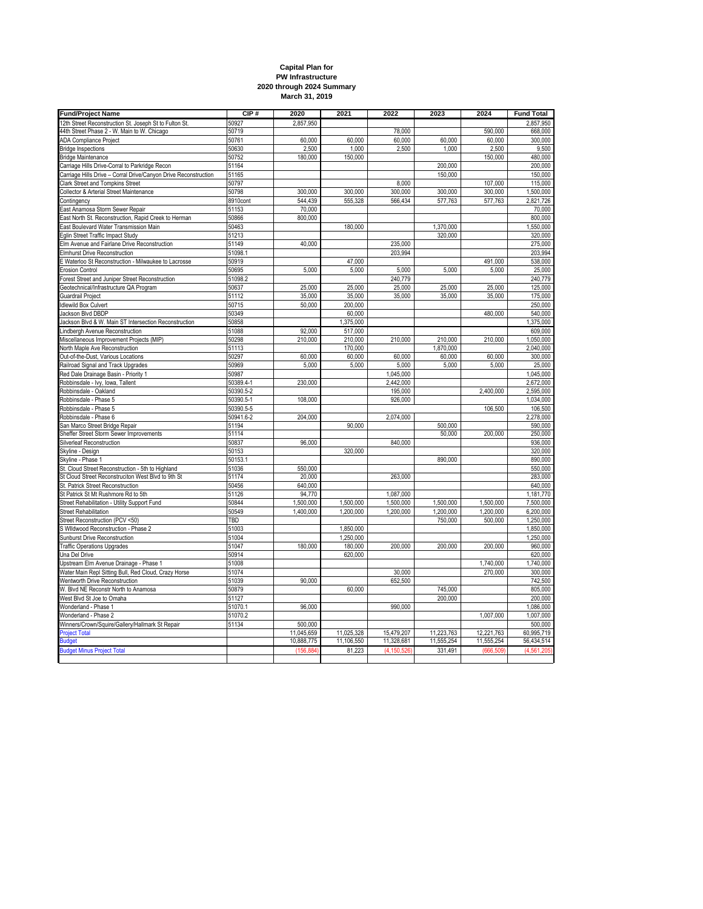**Capital Plan for**
**PW Infrastructure**
**2020 through 2024 Summary**
**March 31, 2019**

| Fund/Project Name | CIP # | 2020 | 2021 | 2022 | 2023 | 2024 | Fund Total |
|---|---|---|---|---|---|---|---|
| 12th Street Reconstruction St. Joseph St to Fulton St. | 50927 | 2,857,950 | | | | | 2,857,950 |
| 44th Street Phase 2 - W. Main to W. Chicago | 50719 | | | 78,000 | | 590,000 | 668,000 |
| ADA Compliance Project | 50761 | 60,000 | 60,000 | 60,000 | 60,000 | 60,000 | 300,000 |
| Bridge Inspections | 50630 | 2,500 | 1,000 | 2,500 | 1,000 | 2,500 | 9,500 |
| Bridge Maintenance | 50752 | 180,000 | 150,000 | | | 150,000 | 480,000 |
| Carriage Hills Drive-Corral to Parkridge Recon | 51164 | | | | 200,000 | | 200,000 |
| Carriage Hills Drive – Corral Drive/Canyon Drive Reconstruction | 51165 | | | | 150,000 | | 150,000 |
| Clark Street and Tompkins Street | 50797 | | | 8,000 | | 107,000 | 115,000 |
| Collector & Arterial Street Maintenance | 50798 | 300,000 | 300,000 | 300,000 | 300,000 | 300,000 | 1,500,000 |
| Contingency | 8910cont | 544,439 | 555,328 | 566,434 | 577,763 | 577,763 | 2,821,726 |
| East Anamosa Storm Sewer Repair | 51153 | 70,000 | | | | | 70,000 |
| East North St. Reconstruction, Rapid Creek to Herman | 50866 | 800,000 | | | | | 800,000 |
| East Boulevard Water Transmission Main | 50463 | | 180,000 | | 1,370,000 | | 1,550,000 |
| Eglin Street Traffic Impact Study | 51213 | | | | 320,000 | | 320,000 |
| Elm Avenue and Fairlane Drive Reconstruction | 51149 | 40,000 | | 235,000 | | | 275,000 |
| Elmhurst Drive Reconstruction | 51098.1 | | | 203,994 | | | 203,994 |
| E Waterloo St Reconstruction - Milwaukee to Lacrosse | 50919 | | 47,000 | | | 491,000 | 538,000 |
| Erosion Control | 50695 | 5,000 | 5,000 | 5,000 | 5,000 | 5,000 | 25,000 |
| Forest Street and Juniper Street Reconstruction | 51098.2 | | | 240,779 | | | 240,779 |
| Geotechnical/Infrastructure QA Program | 50637 | 25,000 | 25,000 | 25,000 | 25,000 | 25,000 | 125,000 |
| Guardrail Project | 51112 | 35,000 | 35,000 | 35,000 | 35,000 | 35,000 | 175,000 |
| Idlewild Box Culvert | 50715 | 50,000 | 200,000 | | | | 250,000 |
| Jackson Blvd DBDP | 50349 | | 60,000 | | | 480,000 | 540,000 |
| Jackson Blvd & W. Main ST Intersection Reconstruction | 50858 | | 1,375,000 | | | | 1,375,000 |
| Lindbergh Avenue Reconstruction | 51088 | 92,000 | 517,000 | | | | 609,000 |
| Miscellaneous Improvement Projects (MIP) | 50298 | 210,000 | 210,000 | 210,000 | 210,000 | 210,000 | 1,050,000 |
| North Maple Ave Reconstruction | 51113 | | 170,000 | | 1,870,000 | | 2,040,000 |
| Out-of-the-Dust, Various Locations | 50297 | 60,000 | 60,000 | 60,000 | 60,000 | 60,000 | 300,000 |
| Railroad Signal and Track Upgrades | 50969 | 5,000 | 5,000 | 5,000 | 5,000 | 5,000 | 25,000 |
| Red Dale Drainage Basin - Priority 1 | 50987 | | | 1,045,000 | | | 1,045,000 |
| Robbinsdale - Ivy, Iowa, Tallent | 50389.4-1 | 230,000 | | 2,442,000 | | | 2,672,000 |
| Robbinsdale - Oakland | 50390.5-2 | | | 195,000 | | 2,400,000 | 2,595,000 |
| Robbinsdale - Phase 5 | 50390.5-1 | 108,000 | | 926,000 | | | 1,034,000 |
| Robbinsdale - Phase 5 | 50390.5-5 | | | | | 106,500 | 106,500 |
| Robbinsdale - Phase 6 | 50941.6-2 | 204,000 | | 2,074,000 | | | 2,278,000 |
| San Marco Street Bridge Repair | 51194 | | 90,000 | | 500,000 | | 590,000 |
| Sheffer Street Storm Sewer Improvements | 51114 | | | | 50,000 | 200,000 | 250,000 |
| Silverleaf Reconstruction | 50837 | 96,000 | | 840,000 | | | 936,000 |
| Skyline - Design | 50153 | | 320,000 | | | | 320,000 |
| Skyline - Phase 1 | 50153.1 | | | | 890,000 | | 890,000 |
| St. Cloud Street Reconstruction - 5th to Highland | 51036 | 550,000 | | | | | 550,000 |
| St Cloud Street Reconstruciton West Blvd to 9th St | 51174 | 20,000 | | 263,000 | | | 283,000 |
| St. Patrick Street Reconstruction | 50456 | 640,000 | | | | | 640,000 |
| St Patrick St Mt Rushmore Rd to 5th | 51126 | 94,770 | | 1,087,000 | | | 1,181,770 |
| Street Rehabilitation - Utility Support Fund | 50844 | 1,500,000 | 1,500,000 | 1,500,000 | 1,500,000 | 1,500,000 | 7,500,000 |
| Street Rehabilitation | 50549 | 1,400,000 | 1,200,000 | 1,200,000 | 1,200,000 | 1,200,000 | 6,200,000 |
| Street Reconstruction (PCV <50) | TBD | | | | 750,000 | 500,000 | 1,250,000 |
| S Wildwood Reconstruction - Phase 2 | 51003 | | 1,850,000 | | | | 1,850,000 |
| Sunburst Drive Reconstruction | 51004 | | 1,250,000 | | | | 1,250,000 |
| Traffic Operations Upgrades | 51047 | 180,000 | 180,000 | 200,000 | 200,000 | 200,000 | 960,000 |
| Una Del Drive | 50914 | | 620,000 | | | | 620,000 |
| Upstream Elm Avenue Drainage - Phase 1 | 51008 | | | | | 1,740,000 | 1,740,000 |
| Water Main Repl Sitting Bull, Red Cloud, Crazy Horse | 51074 | | | 30,000 | | 270,000 | 300,000 |
| Wentworth Drive Reconstruction | 51039 | 90,000 | | 652,500 | | | 742,500 |
| W. Blvd NE Reconstr North to Anamosa | 50879 | | 60,000 | | 745,000 | | 805,000 |
| West Blvd St Joe to Omaha | 51127 | | | | 200,000 | | 200,000 |
| Wonderland - Phase 1 | 51070.1 | 96,000 | | 990,000 | | | 1,086,000 |
| Wonderland - Phase 2 | 51070.2 | | | | | 1,007,000 | 1,007,000 |
| Winners/Crown/Squire/Gallery/Hallmark St Repair | 51134 | 500,000 | | | | | 500,000 |
| Project Total | | 11,045,659 | 11,025,328 | 15,479,207 | 11,223,763 | 12,221,763 | 60,995,719 |
| Budget | | 10,888,775 | 11,106,550 | 11,328,681 | 11,555,254 | 11,555,254 | 56,434,514 |
| Budget Minus Project Total | | (156,884) | 81,223 | (4,150,526) | 331,491 | (666,509) | (4,561,205) |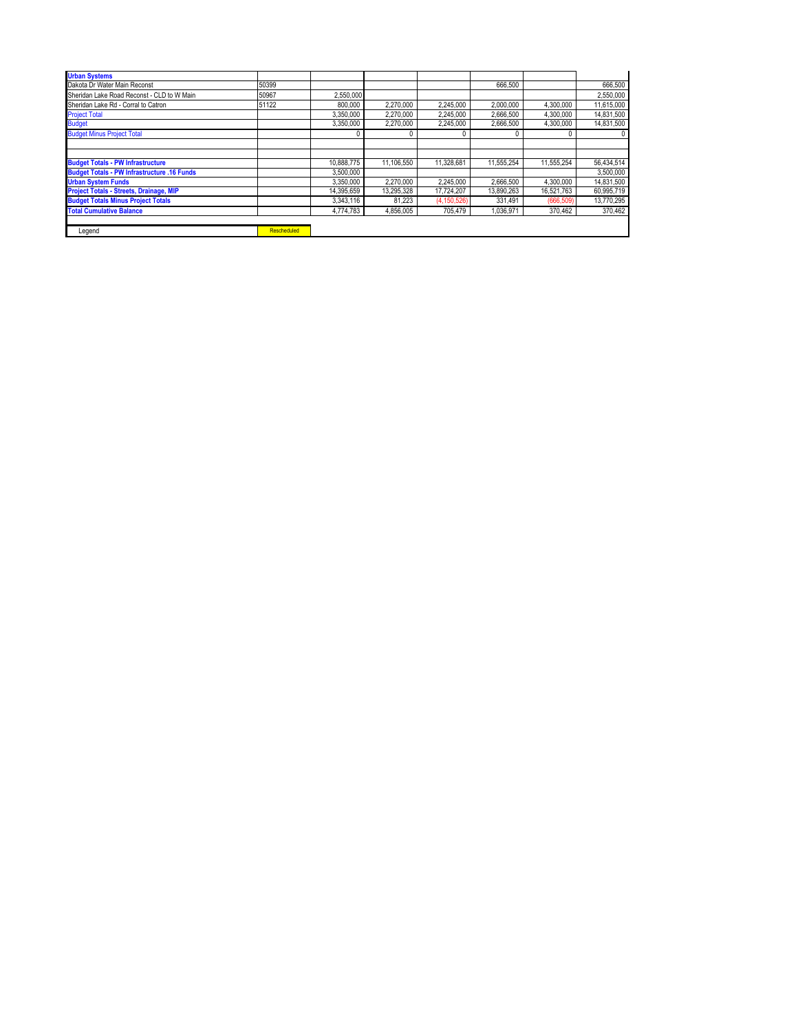| Urban Systems | | | | | | | |
|---|---|---|---|---|---|---|---|
| Dakota Dr Water Main Reconst | 50399 | | | | 666,500 | | 666,500 |
| Sheridan Lake Road Reconst - CLD to W Main | 50967 | 2,550,000 | | | | | 2,550,000 |
| Sheridan Lake Rd - Corral to Catron | 51122 | 800,000 | 2,270,000 | 2,245,000 | 2,000,000 | 4,300,000 | 11,615,000 |
| Project Total | | 3,350,000 | 2,270,000 | 2,245,000 | 2,666,500 | 4,300,000 | 14,831,500 |
| Budget | | 3,350,000 | 2,270,000 | 2,245,000 | 2,666,500 | 4,300,000 | 14,831,500 |
| Budget Minus Project Total | | 0 | 0 | 0 | 0 | 0 | 0 |
| | | | | | | | |
| | | | | | | | |
| Budget Totals - PW Infrastructure | | 10,888,775 | 11,106,550 | 11,328,681 | 11,555,254 | 11,555,254 | 56,434,514 |
| Budget Totals - PW Infrastructure .16 Funds | | 3,500,000 | | | | | 3,500,000 |
| Urban System Funds | | 3,350,000 | 2,270,000 | 2,245,000 | 2,666,500 | 4,300,000 | 14,831,500 |
| Project Totals - Streets, Drainage, MIP | | 14,395,659 | 13,295,328 | 17,724,207 | 13,890,263 | 16,521,763 | 60,995,719 |
| Budget Totals Minus Project Totals | | 3,343,116 | 81,223 | (4,150,526) | 331,491 | (666,509) | 13,770,295 |
| Total Cumulative Balance | | 4,774,783 | 4,856,005 | 705,479 | 1,036,971 | 370,462 | 370,462 |

| Legend | Rescheduled |
|---|---|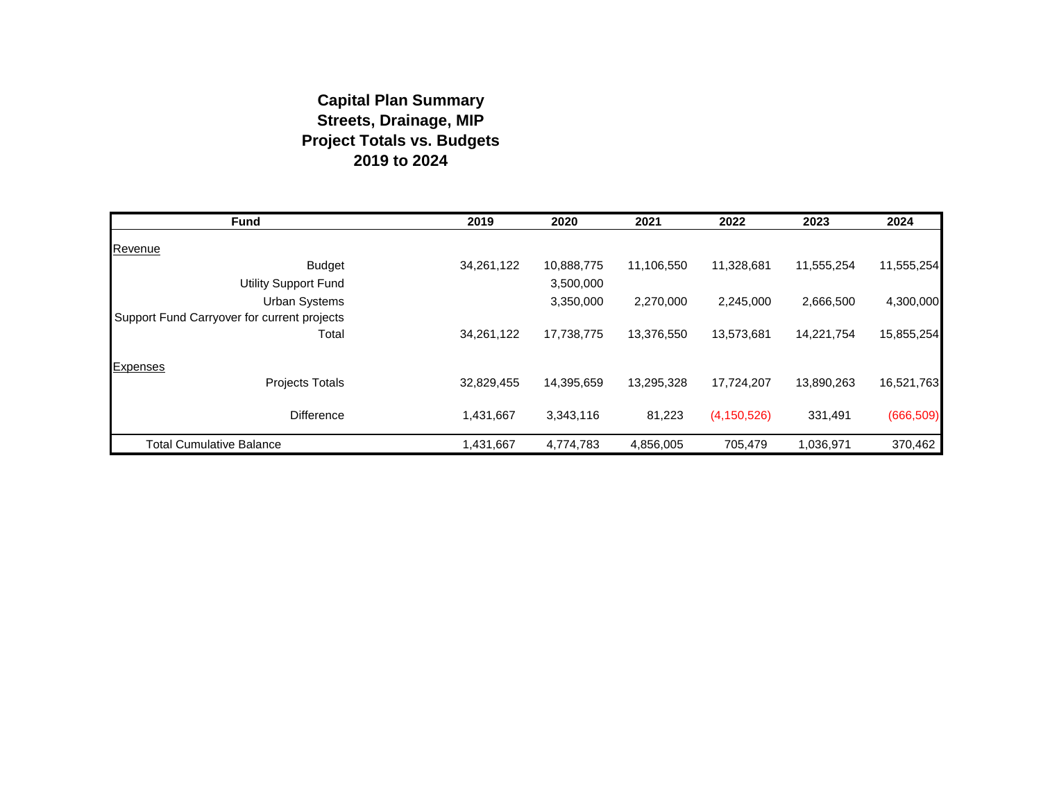# Capital Plan Summary
# Streets, Drainage, MIP
# Project Totals vs. Budgets
# 2019 to 2024

| Fund | 2019 | 2020 | 2021 | 2022 | 2023 | 2024 |
|---|---|---|---|---|---|---|
| Revenue | | | | | | |
| Budget | 34,261,122 | 10,888,775 | 11,106,550 | 11,328,681 | 11,555,254 | 11,555,254 |
| Utility Support Fund | | 3,500,000 | | | | |
| Urban Systems | | 3,350,000 | 2,270,000 | 2,245,000 | 2,666,500 | 4,300,000 |
| Support Fund Carryover for current projects | | | | | | |
| Total | 34,261,122 | 17,738,775 | 13,376,550 | 13,573,681 | 14,221,754 | 15,855,254 |
| Expenses | | | | | | |
| Projects Totals | 32,829,455 | 14,395,659 | 13,295,328 | 17,724,207 | 13,890,263 | 16,521,763 |
| Difference | 1,431,667 | 3,343,116 | 81,223 | (4,150,526) | 331,491 | (666,509) |
| Total Cumulative Balance | 1,431,667 | 4,774,783 | 4,856,005 | 705,479 | 1,036,971 | 370,462 |